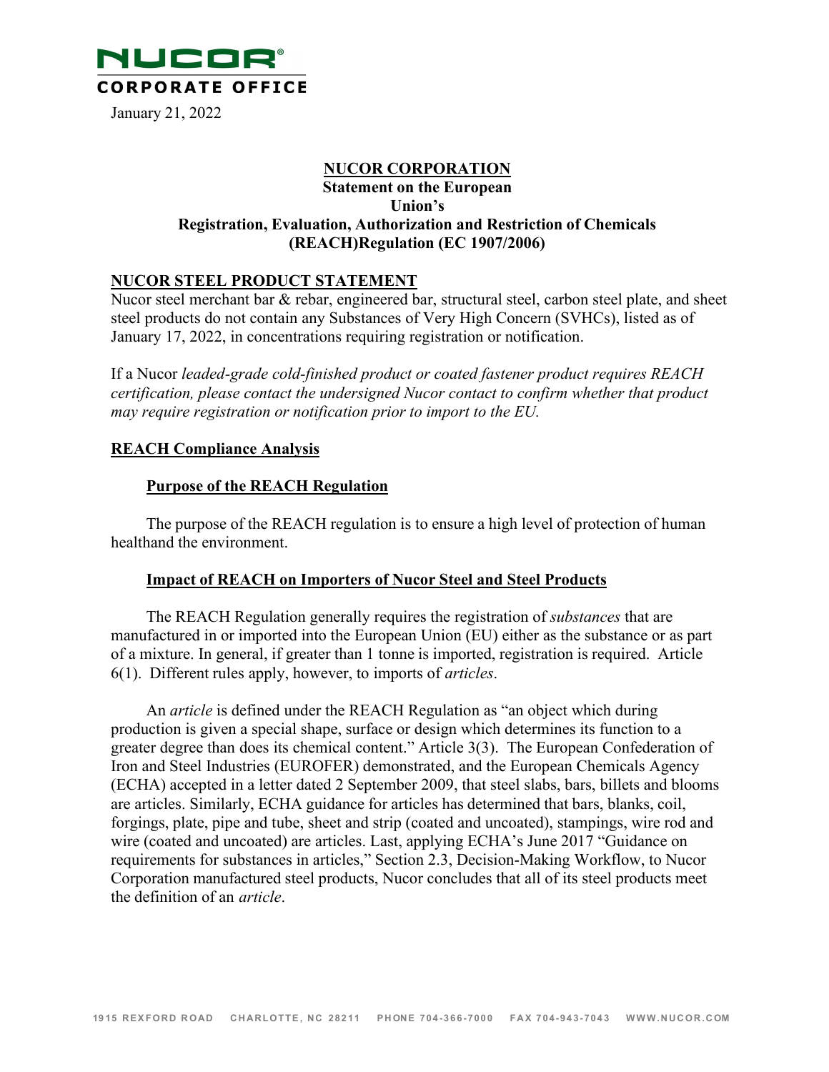**NUCOR**

**CORPORATE OFFICE**

January 21, 2022

# NUCOR CORPORATION

**Statement on the European Union's Registration, Evaluation, Authorization and Restriction of Chemicals (REACH)Regulation (EC 1907/2006)**

## NUCOR STEEL PRODUCT STATEMENT

Nucor steel merchant bar & rebar, engineered bar, structural steel, carbon steel plate, and sheet steel products do not contain any Substances of Very High Concern (SVHCs), listed as of January 17, 2022, in concentrations requiring registration or notification.

If a Nucor *leaded-grade cold-finished product or coated fastener product requires REACH certification, please contact the undersigned Nucor contact to confirm whether that product may require registration or notification prior to import to the EU.*

## REACH Compliance Analysis

### Purpose of the REACH Regulation

The purpose of the REACH regulation is to ensure a high level of protection of human healthand the environment.

### Impact of REACH on Importers of Nucor Steel and Steel Products

The REACH Regulation generally requires the registration of *substances* that are manufactured in or imported into the European Union (EU) either as the substance or as part of a mixture. In general, if greater than 1 tonne is imported, registration is required. Article 6(1). Different rules apply, however, to imports of *articles*.

An *article* is defined under the REACH Regulation as "an object which during production is given a special shape, surface or design which determines its function to a greater degree than does its chemical content." Article 3(3). The European Confederation of Iron and Steel Industries (EUROFER) demonstrated, and the European Chemicals Agency (ECHA) accepted in a letter dated 2 September 2009, that steel slabs, bars, billets and blooms are articles. Similarly, ECHA guidance for articles has determined that bars, blanks, coil, forgings, plate, pipe and tube, sheet and strip (coated and uncoated), stampings, wire rod and wire (coated and uncoated) are articles. Last, applying ECHA's June 2017 "Guidance on requirements for substances in articles," Section 2.3, Decision-Making Workflow, to Nucor Corporation manufactured steel products, Nucor concludes that all of its steel products meet the definition of an *article*.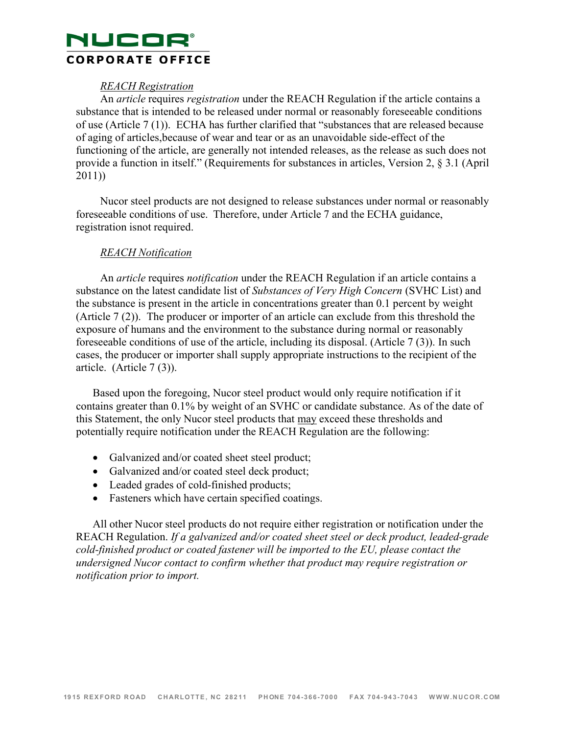*REACH Registration*

An *article* requires *registration* under the REACH Regulation if the article contains a substance that is intended to be released under normal or reasonably foreseeable conditions of use (Article 7 (1)). ECHA has further clarified that "substances that are released because of aging of articles,because of wear and tear or as an unavoidable side-effect of the functioning of the article, are generally not intended releases, as the release as such does not provide a function in itself." (Requirements for substances in articles, Version 2, § 3.1 (April 2011))

Nucor steel products are not designed to release substances under normal or reasonably foreseeable conditions of use. Therefore, under Article 7 and the ECHA guidance, registration isnot required.

*REACH Notification*

An *article* requires *notification* under the REACH Regulation if an article contains a substance on the latest candidate list of *Substances of Very High Concern* (SVHC List) and the substance is present in the article in concentrations greater than 0.1 percent by weight (Article 7 (2)). The producer or importer of an article can exclude from this threshold the exposure of humans and the environment to the substance during normal or reasonably foreseeable conditions of use of the article, including its disposal. (Article 7 (3)). In such cases, the producer or importer shall supply appropriate instructions to the recipient of the article. (Article 7 (3)).

Based upon the foregoing, Nucor steel product would only require notification if it contains greater than 0.1% by weight of an SVHC or candidate substance. As of the date of this Statement, the only Nucor steel products that <u>may</u> exceed these thresholds and potentially require notification under the REACH Regulation are the following:

- Galvanized and/or coated sheet steel product;
- Galvanized and/or coated steel deck product;
- Leaded grades of cold-finished products;
- Fasteners which have certain specified coatings.

All other Nucor steel products do not require either registration or notification under the REACH Regulation. *If a galvanized and/or coated sheet steel or deck product, leaded-grade cold-finished product or coated fastener will be imported to the EU, please contact the undersigned Nucor contact to confirm whether that product may require registration or notification prior to import.*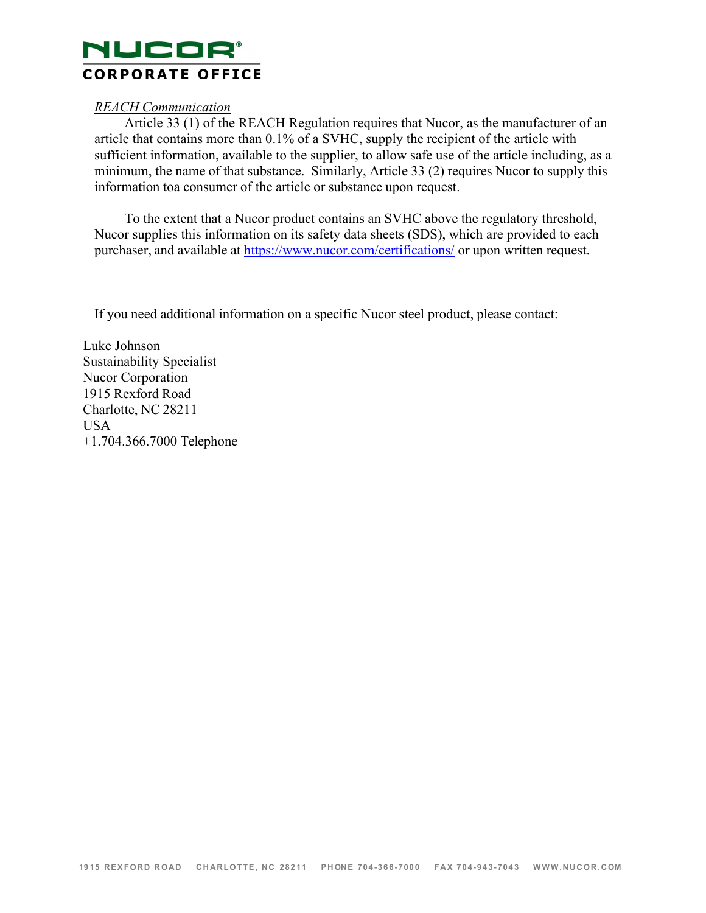NUCOR®
CORPORATE OFFICE

*REACH Communication*

Article 33 (1) of the REACH Regulation requires that Nucor, as the manufacturer of an article that contains more than 0.1% of a SVHC, supply the recipient of the article with sufficient information, available to the supplier, to allow safe use of the article including, as a minimum, the name of that substance. Similarly, Article 33 (2) requires Nucor to supply this information toa consumer of the article or substance upon request.

To the extent that a Nucor product contains an SVHC above the regulatory threshold, Nucor supplies this information on its safety data sheets (SDS), which are provided to each purchaser, and available at https://www.nucor.com/certifications/ or upon written request.

If you need additional information on a specific Nucor steel product, please contact:

Luke Johnson
Sustainability Specialist
Nucor Corporation
1915 Rexford Road
Charlotte, NC 28211
USA
+1.704.366.7000 Telephone

1915 REXFORD ROAD CHARLOTTE, NC 28211 PHONE 704-366-7000 FAX 704-943-7043 WWW.NUCOR.COM